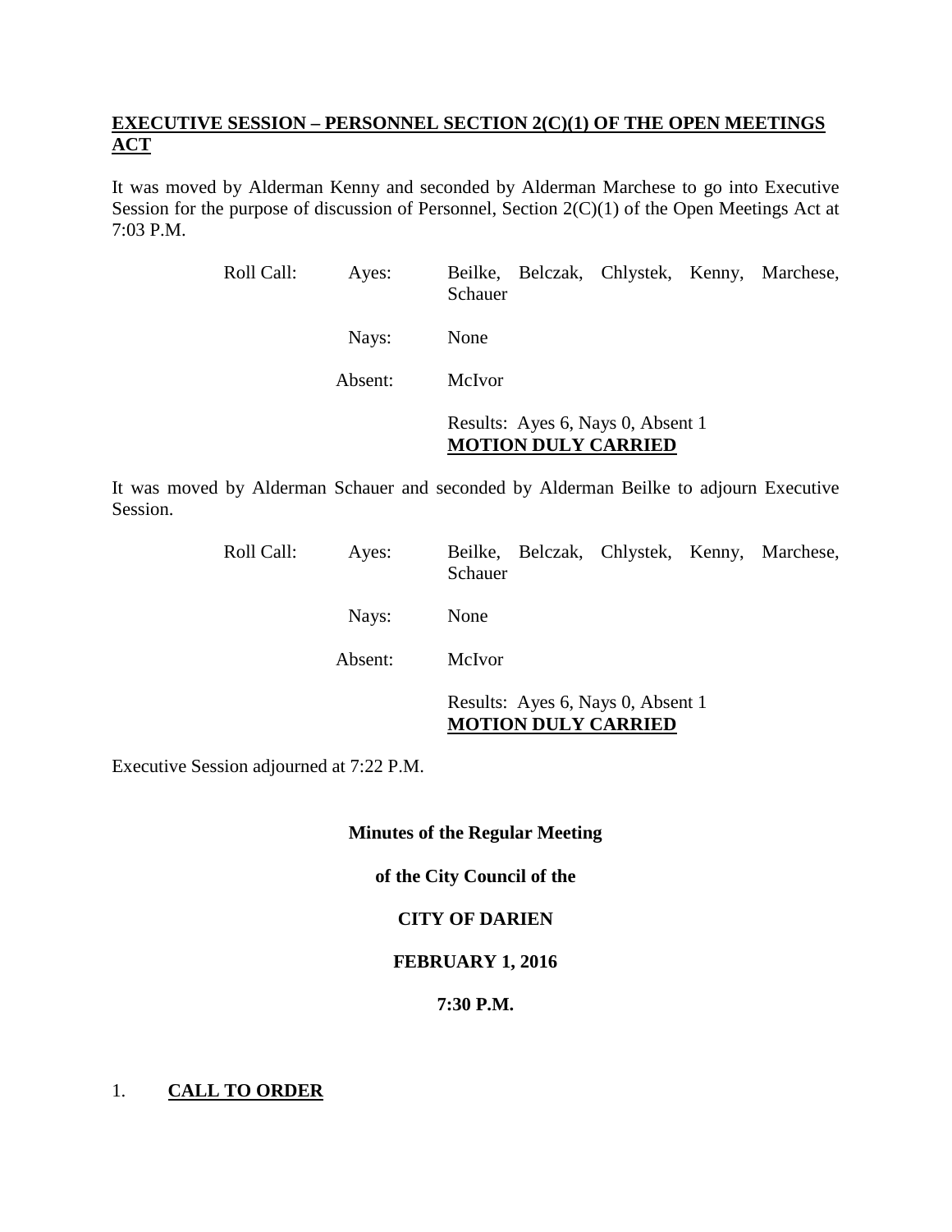**EXECUTIVE SESSION – PERSONNEL SECTION 2(C)(1) OF THE OPEN MEETINGS ACT**

It was moved by Alderman Kenny and seconded by Alderman Marchese to go into Executive Session for the purpose of discussion of Personnel, Section 2(C)(1) of the Open Meetings Act at 7:03 P.M.

| | | |
|---|---|---|
| Roll Call: | Ayes: | Beilke, Belczak, Chlystek, Kenny, Marchese, Schauer |
| | Nays: | None |
| | Absent: | McIvor |
| | | Results: Ayes 6, Nays 0, Absent 1 **MOTION DULY CARRIED** |

It was moved by Alderman Schauer and seconded by Alderman Beilke to adjourn Executive Session.

| | | |
|---|---|---|
| Roll Call: | Ayes: | Beilke, Belczak, Chlystek, Kenny, Marchese, Schauer |
| | Nays: | None |
| | Absent: | McIvor |
| | | Results: Ayes 6, Nays 0, Absent 1 **MOTION DULY CARRIED** |

Executive Session adjourned at 7:22 P.M.

**Minutes of the Regular Meeting**

**of the City Council of the**

**CITY OF DARIEN**

**FEBRUARY 1, 2016**

**7:30 P.M.**

1. **CALL TO ORDER**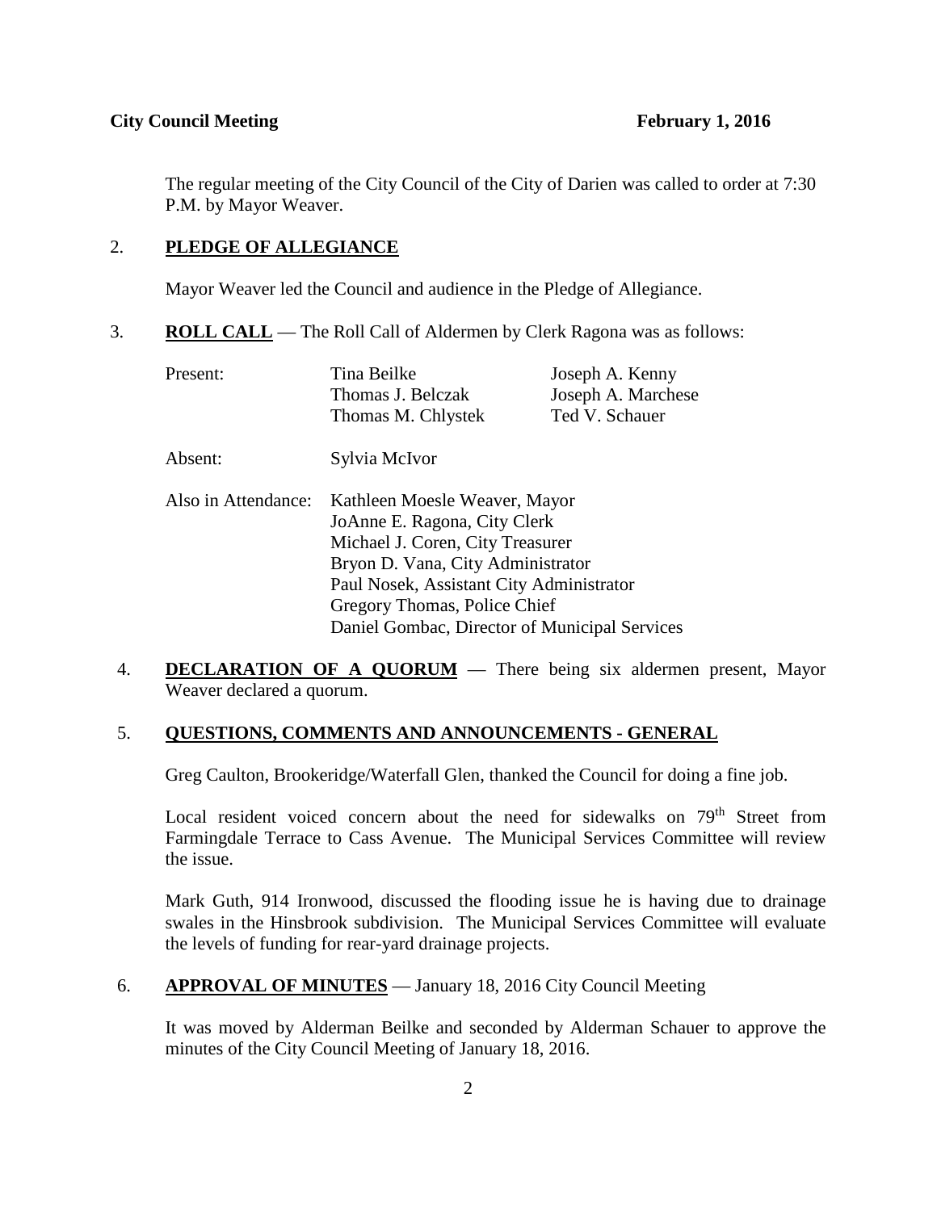**City Council Meeting** **February 1, 2016**

The regular meeting of the City Council of the City of Darien was called to order at 7:30 P.M. by Mayor Weaver.

2. **PLEDGE OF ALLEGIANCE**

   Mayor Weaver led the Council and audience in the Pledge of Allegiance.

3. **ROLL CALL** — The Roll Call of Aldermen by Clerk Ragona was as follows:

| | | |
|---|---|---|
| Present: | Tina Beilke | Joseph A. Kenny |
| | Thomas J. Belczak | Joseph A. Marchese |
| | Thomas M. Chlystek | Ted V. Schauer |
| Absent: | Sylvia McIvor | |
| Also in Attendance: | Kathleen Moesle Weaver, Mayor | |
| | JoAnne E. Ragona, City Clerk | |
| | Michael J. Coren, City Treasurer | |
| | Bryon D. Vana, City Administrator | |
| | Paul Nosek, Assistant City Administrator | |
| | Gregory Thomas, Police Chief | |
| | Daniel Gombac, Director of Municipal Services | |

4. **DECLARATION OF A QUORUM** — There being six aldermen present, Mayor Weaver declared a quorum.

5. **QUESTIONS, COMMENTS AND ANNOUNCEMENTS - GENERAL**

   Greg Caulton, Brookeridge/Waterfall Glen, thanked the Council for doing a fine job.

   Local resident voiced concern about the need for sidewalks on 79th Street from Farmingdale Terrace to Cass Avenue. The Municipal Services Committee will review the issue.

   Mark Guth, 914 Ironwood, discussed the flooding issue he is having due to drainage swales in the Hinsbrook subdivision. The Municipal Services Committee will evaluate the levels of funding for rear-yard drainage projects.

6. **APPROVAL OF MINUTES** — January 18, 2016 City Council Meeting

   It was moved by Alderman Beilke and seconded by Alderman Schauer to approve the minutes of the City Council Meeting of January 18, 2016.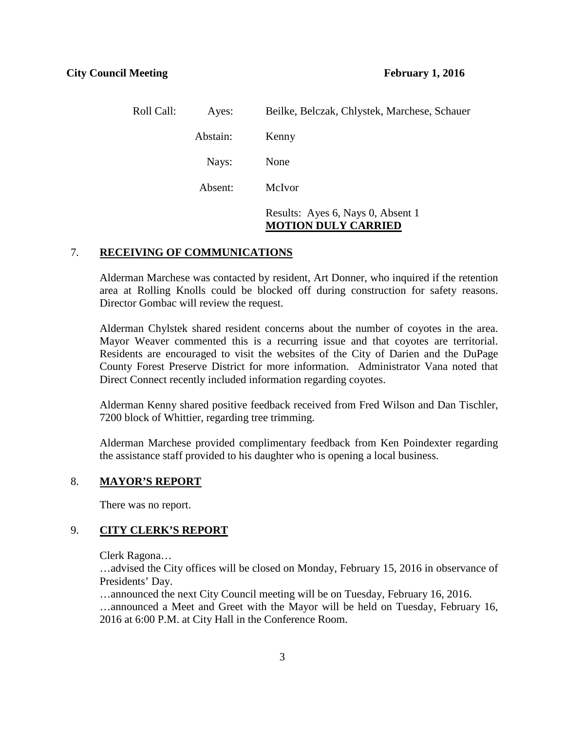Roll Call:

| | |
|---|---|
| Ayes: | Beilke, Belczak, Chlystek, Marchese, Schauer |
| Abstain: | Kenny |
| Nays: | None |
| Absent: | McIvor |

Results: Ayes 6, Nays 0, Absent 1
**MOTION DULY CARRIED**

## 7. RECEIVING OF COMMUNICATIONS

Alderman Marchese was contacted by resident, Art Donner, who inquired if the retention area at Rolling Knolls could be blocked off during construction for safety reasons. Director Gombac will review the request.

Alderman Chylstek shared resident concerns about the number of coyotes in the area. Mayor Weaver commented this is a recurring issue and that coyotes are territorial. Residents are encouraged to visit the websites of the City of Darien and the DuPage County Forest Preserve District for more information. Administrator Vana noted that Direct Connect recently included information regarding coyotes.

Alderman Kenny shared positive feedback received from Fred Wilson and Dan Tischler, 7200 block of Whittier, regarding tree trimming.

Alderman Marchese provided complimentary feedback from Ken Poindexter regarding the assistance staff provided to his daughter who is opening a local business.

## 8. MAYOR'S REPORT

There was no report.

## 9. CITY CLERK'S REPORT

Clerk Ragona…

…advised the City offices will be closed on Monday, February 15, 2016 in observance of Presidents' Day.

…announced the next City Council meeting will be on Tuesday, February 16, 2016.

…announced a Meet and Greet with the Mayor will be held on Tuesday, February 16, 2016 at 6:00 P.M. at City Hall in the Conference Room.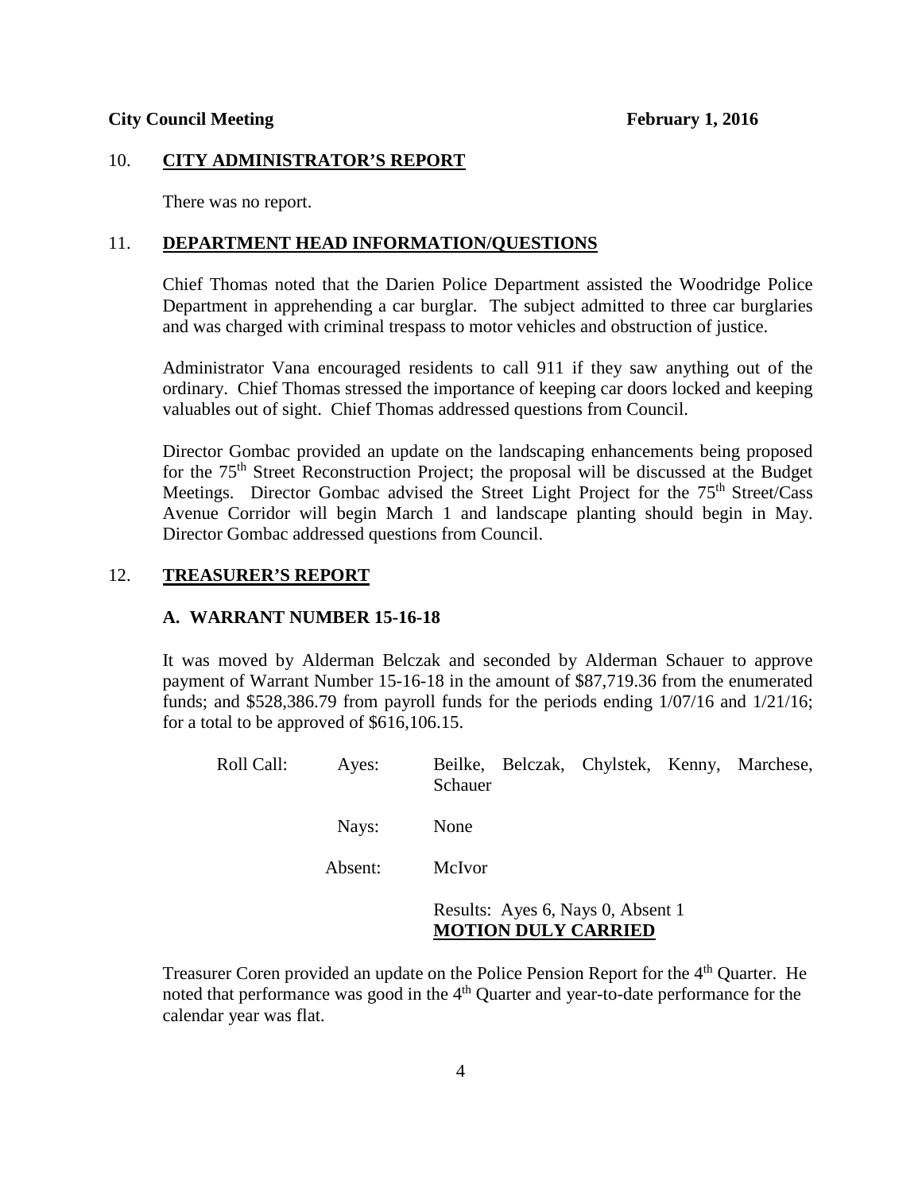## 10. CITY ADMINISTRATOR'S REPORT

There was no report.

## 11. DEPARTMENT HEAD INFORMATION/QUESTIONS

Chief Thomas noted that the Darien Police Department assisted the Woodridge Police Department in apprehending a car burglar. The subject admitted to three car burglaries and was charged with criminal trespass to motor vehicles and obstruction of justice.

Administrator Vana encouraged residents to call 911 if they saw anything out of the ordinary. Chief Thomas stressed the importance of keeping car doors locked and keeping valuables out of sight. Chief Thomas addressed questions from Council.

Director Gombac provided an update on the landscaping enhancements being proposed for the 75th Street Reconstruction Project; the proposal will be discussed at the Budget Meetings. Director Gombac advised the Street Light Project for the 75th Street/Cass Avenue Corridor will begin March 1 and landscape planting should begin in May. Director Gombac addressed questions from Council.

## 12. TREASURER'S REPORT

### A. WARRANT NUMBER 15-16-18

It was moved by Alderman Belczak and seconded by Alderman Schauer to approve payment of Warrant Number 15-16-18 in the amount of $87,719.36 from the enumerated funds; and $528,386.79 from payroll funds for the periods ending 1/07/16 and 1/21/16; for a total to be approved of $616,106.15.

Roll Call: Ayes: Beilke, Belczak, Chylstek, Kenny, Marchese, Schauer

Nays: None

Absent: McIvor

Results: Ayes 6, Nays 0, Absent 1
**MOTION DULY CARRIED**

Treasurer Coren provided an update on the Police Pension Report for the 4th Quarter. He noted that performance was good in the 4th Quarter and year-to-date performance for the calendar year was flat.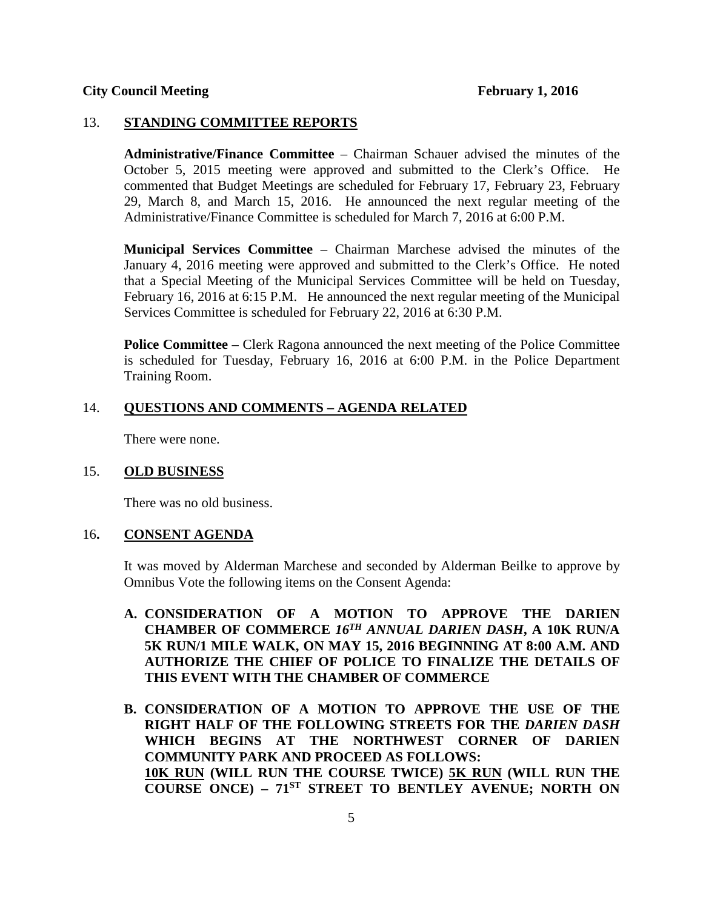## 13. STANDING COMMITTEE REPORTS

**Administrative/Finance Committee** – Chairman Schauer advised the minutes of the October 5, 2015 meeting were approved and submitted to the Clerk's Office. He commented that Budget Meetings are scheduled for February 17, February 23, February 29, March 8, and March 15, 2016. He announced the next regular meeting of the Administrative/Finance Committee is scheduled for March 7, 2016 at 6:00 P.M.

**Municipal Services Committee** – Chairman Marchese advised the minutes of the January 4, 2016 meeting were approved and submitted to the Clerk's Office. He noted that a Special Meeting of the Municipal Services Committee will be held on Tuesday, February 16, 2016 at 6:15 P.M. He announced the next regular meeting of the Municipal Services Committee is scheduled for February 22, 2016 at 6:30 P.M.

**Police Committee** – Clerk Ragona announced the next meeting of the Police Committee is scheduled for Tuesday, February 16, 2016 at 6:00 P.M. in the Police Department Training Room.

## 14. QUESTIONS AND COMMENTS – AGENDA RELATED

There were none.

## 15. OLD BUSINESS

There was no old business.

## 16. CONSENT AGENDA

It was moved by Alderman Marchese and seconded by Alderman Beilke to approve by Omnibus Vote the following items on the Consent Agenda:

**A. CONSIDERATION OF A MOTION TO APPROVE THE DARIEN CHAMBER OF COMMERCE *16TH ANNUAL DARIEN DASH*, A 10K RUN/A 5K RUN/1 MILE WALK, ON MAY 15, 2016 BEGINNING AT 8:00 A.M. AND AUTHORIZE THE CHIEF OF POLICE TO FINALIZE THE DETAILS OF THIS EVENT WITH THE CHAMBER OF COMMERCE**

**B. CONSIDERATION OF A MOTION TO APPROVE THE USE OF THE RIGHT HALF OF THE FOLLOWING STREETS FOR THE *DARIEN DASH* WHICH BEGINS AT THE NORTHWEST CORNER OF DARIEN COMMUNITY PARK AND PROCEED AS FOLLOWS:**
**10K RUN (WILL RUN THE COURSE TWICE) 5K RUN (WILL RUN THE COURSE ONCE) – 71ST STREET TO BENTLEY AVENUE; NORTH ON**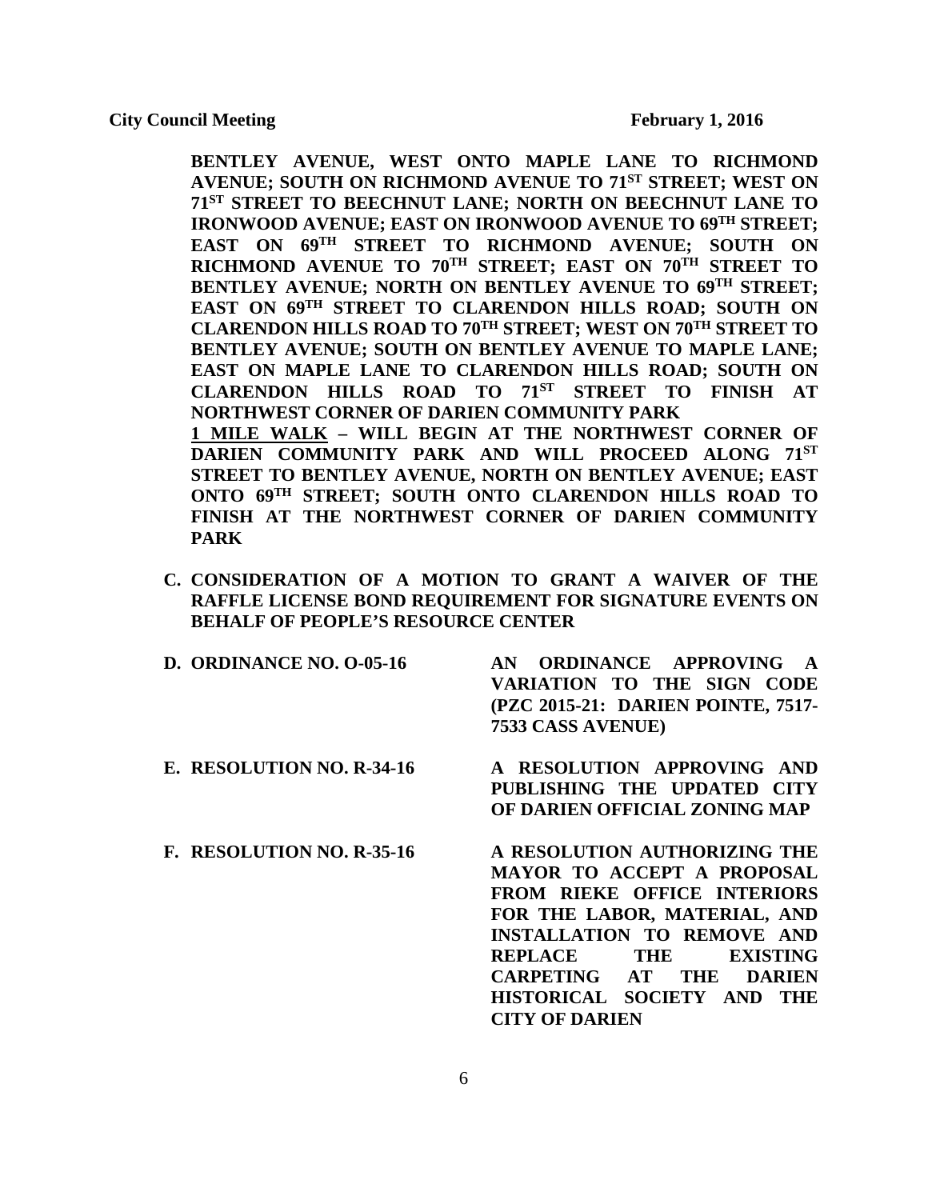**BENTLEY AVENUE, WEST ONTO MAPLE LANE TO RICHMOND AVENUE; SOUTH ON RICHMOND AVENUE TO 71ST STREET; WEST ON 71ST STREET TO BEECHNUT LANE; NORTH ON BEECHNUT LANE TO IRONWOOD AVENUE; EAST ON IRONWOOD AVENUE TO 69TH STREET; EAST ON 69TH STREET TO RICHMOND AVENUE; SOUTH ON RICHMOND AVENUE TO 70TH STREET; EAST ON 70TH STREET TO BENTLEY AVENUE; NORTH ON BENTLEY AVENUE TO 69TH STREET; EAST ON 69TH STREET TO CLARENDON HILLS ROAD; SOUTH ON CLARENDON HILLS ROAD TO 70TH STREET; WEST ON 70TH STREET TO BENTLEY AVENUE; SOUTH ON BENTLEY AVENUE TO MAPLE LANE; EAST ON MAPLE LANE TO CLARENDON HILLS ROAD; SOUTH ON CLARENDON HILLS ROAD TO 71ST STREET TO FINISH AT NORTHWEST CORNER OF DARIEN COMMUNITY PARK**

**1 MILE WALK – WILL BEGIN AT THE NORTHWEST CORNER OF DARIEN COMMUNITY PARK AND WILL PROCEED ALONG 71ST STREET TO BENTLEY AVENUE, NORTH ON BENTLEY AVENUE; EAST ONTO 69TH STREET; SOUTH ONTO CLARENDON HILLS ROAD TO FINISH AT THE NORTHWEST CORNER OF DARIEN COMMUNITY PARK**

**C. CONSIDERATION OF A MOTION TO GRANT A WAIVER OF THE RAFFLE LICENSE BOND REQUIREMENT FOR SIGNATURE EVENTS ON BEHALF OF PEOPLE'S RESOURCE CENTER**

**D. ORDINANCE NO. O-05-16** — **AN ORDINANCE APPROVING A VARIATION TO THE SIGN CODE (PZC 2015-21: DARIEN POINTE, 7517-7533 CASS AVENUE)**

**E. RESOLUTION NO. R-34-16** — **A RESOLUTION APPROVING AND PUBLISHING THE UPDATED CITY OF DARIEN OFFICIAL ZONING MAP**

**F. RESOLUTION NO. R-35-16** — **A RESOLUTION AUTHORIZING THE MAYOR TO ACCEPT A PROPOSAL FROM RIEKE OFFICE INTERIORS FOR THE LABOR, MATERIAL, AND INSTALLATION TO REMOVE AND REPLACE THE EXISTING CARPETING AT THE DARIEN HISTORICAL SOCIETY AND THE CITY OF DARIEN**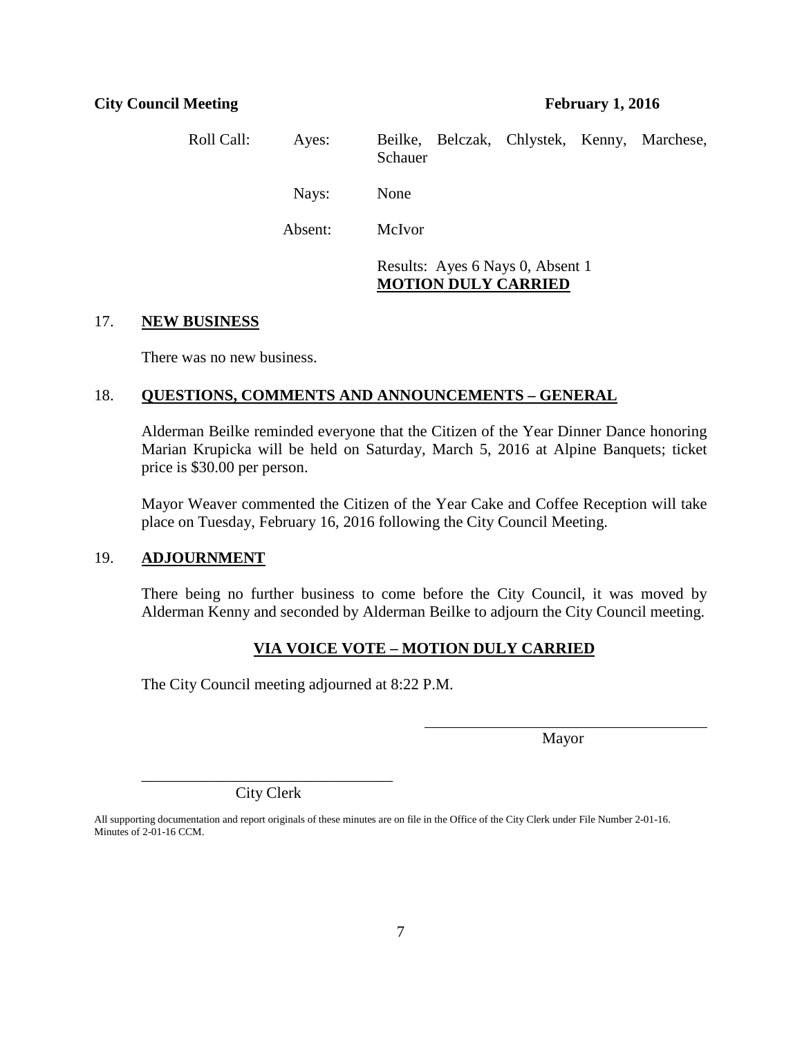| | | |
|---|---|---|
| Roll Call: | Ayes: | Beilke, Belczak, Chlystek, Kenny, Marchese, Schauer |
| | Nays: | None |
| | Absent: | McIvor |
| | | Results: Ayes 6 Nays 0, Absent 1 **MOTION DULY CARRIED** |

17. **NEW BUSINESS**

There was no new business.

18. **QUESTIONS, COMMENTS AND ANNOUNCEMENTS – GENERAL**

Alderman Beilke reminded everyone that the Citizen of the Year Dinner Dance honoring Marian Krupicka will be held on Saturday, March 5, 2016 at Alpine Banquets; ticket price is $30.00 per person.

Mayor Weaver commented the Citizen of the Year Cake and Coffee Reception will take place on Tuesday, February 16, 2016 following the City Council Meeting.

19. **ADJOURNMENT**

There being no further business to come before the City Council, it was moved by Alderman Kenny and seconded by Alderman Beilke to adjourn the City Council meeting.

**VIA VOICE VOTE – MOTION DULY CARRIED**

The City Council meeting adjourned at 8:22 P.M.

\_\_\_\_\_\_\_\_\_\_\_\_\_\_\_\_\_\_\_\_\_\_\_\_\_\_\_\_\_\_\_\_\_\_
Mayor

\_\_\_\_\_\_\_\_\_\_\_\_\_\_\_\_\_\_\_\_\_\_\_\_\_\_\_\_\_\_\_\_\_\_
City Clerk

All supporting documentation and report originals of these minutes are on file in the Office of the City Clerk under File Number 2-01-16.
Minutes of 2-01-16 CCM.